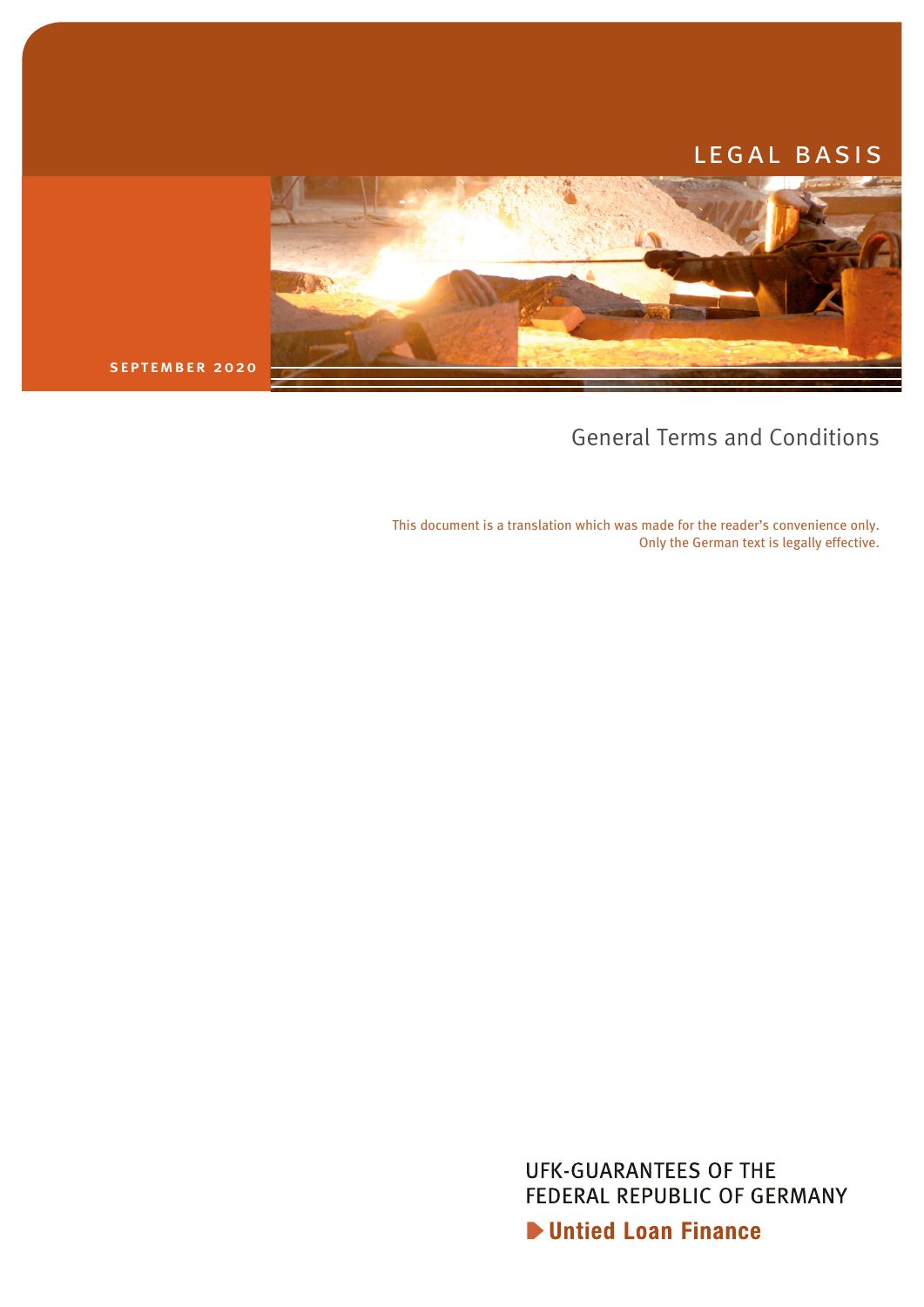LEGAL BASIS

SEPTEMBER 2020

# General Terms and Conditions

This document is a translation which was made for the reader's convenience only.
Only the German text is legally effective.

UFK-GUARANTEES OF THE
FEDERAL REPUBLIC OF GERMANY

**Untied Loan Finance**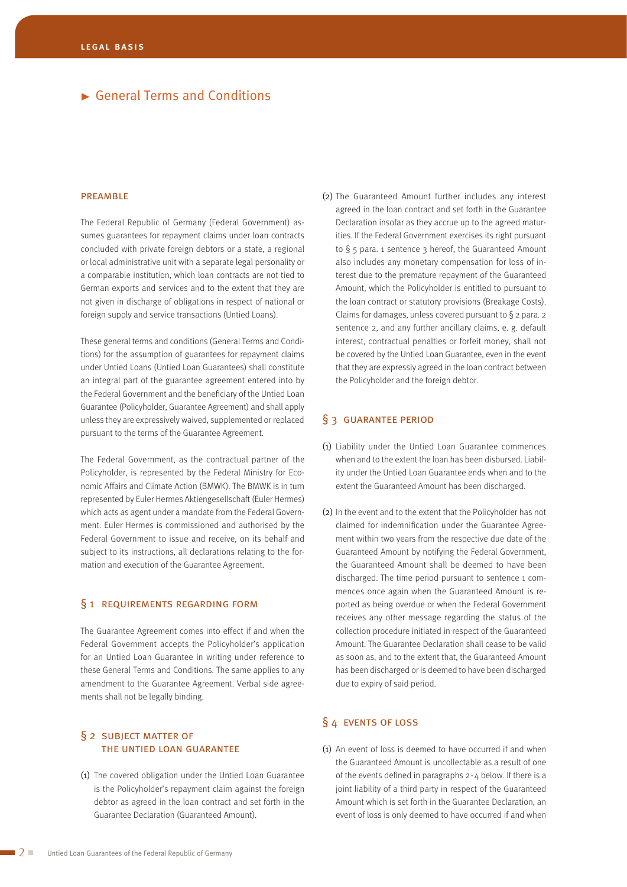# General Terms and Conditions

## PREAMBLE

The Federal Republic of Germany (Federal Government) assumes guarantees for repayment claims under loan contracts concluded with private foreign debtors or a state, a regional or local administrative unit with a separate legal personality or a comparable institution, which loan contracts are not tied to German exports and services and to the extent that they are not given in discharge of obligations in respect of national or foreign supply and service transactions (Untied Loans).

These general terms and conditions (General Terms and Conditions) for the assumption of guarantees for repayment claims under Untied Loans (Untied Loan Guarantees) shall constitute an integral part of the guarantee agreement entered into by the Federal Government and the beneficiary of the Untied Loan Guarantee (Policyholder, Guarantee Agreement) and shall apply unless they are expressively waived, supplemented or replaced pursuant to the terms of the Guarantee Agreement.

The Federal Government, as the contractual partner of the Policyholder, is represented by the Federal Ministry for Economic Affairs and Climate Action (BMWK). The BMWK is in turn represented by Euler Hermes Aktiengesellschaft (Euler Hermes) which acts as agent under a mandate from the Federal Government. Euler Hermes is commissioned and authorised by the Federal Government to issue and receive, on its behalf and subject to its instructions, all declarations relating to the formation and execution of the Guarantee Agreement.

## § 1 REQUIREMENTS REGARDING FORM

The Guarantee Agreement comes into effect if and when the Federal Government accepts the Policyholder's application for an Untied Loan Guarantee in writing under reference to these General Terms and Conditions. The same applies to any amendment to the Guarantee Agreement. Verbal side agreements shall not be legally binding.

## § 2 SUBJECT MATTER OF THE UNTIED LOAN GUARANTEE

(1) The covered obligation under the Untied Loan Guarantee is the Policyholder's repayment claim against the foreign debtor as agreed in the loan contract and set forth in the Guarantee Declaration (Guaranteed Amount).

(2) The Guaranteed Amount further includes any interest agreed in the loan contract and set forth in the Guarantee Declaration insofar as they accrue up to the agreed maturities. If the Federal Government exercises its right pursuant to § 5 para. 1 sentence 3 hereof, the Guaranteed Amount also includes any monetary compensation for loss of interest due to the premature repayment of the Guaranteed Amount, which the Policyholder is entitled to pursuant to the loan contract or statutory provisions (Breakage Costs). Claims for damages, unless covered pursuant to § 2 para. 2 sentence 2, and any further ancillary claims, e. g. default interest, contractual penalties or forfeit money, shall not be covered by the Untied Loan Guarantee, even in the event that they are expressly agreed in the loan contract between the Policyholder and the foreign debtor.

## § 3 GUARANTEE PERIOD

(1) Liability under the Untied Loan Guarantee commences when and to the extent the loan has been disbursed. Liability under the Untied Loan Guarantee ends when and to the extent the Guaranteed Amount has been discharged.

(2) In the event and to the extent that the Policyholder has not claimed for indemnification under the Guarantee Agreement within two years from the respective due date of the Guaranteed Amount by notifying the Federal Government, the Guaranteed Amount shall be deemed to have been discharged. The time period pursuant to sentence 1 commences once again when the Guaranteed Amount is reported as being overdue or when the Federal Government receives any other message regarding the status of the collection procedure initiated in respect of the Guaranteed Amount. The Guarantee Declaration shall cease to be valid as soon as, and to the extent that, the Guaranteed Amount has been discharged or is deemed to have been discharged due to expiry of said period.

## § 4 EVENTS OF LOSS

(1) An event of loss is deemed to have occurred if and when the Guaranteed Amount is uncollectable as a result of one of the events defined in paragraphs 2-4 below. If there is a joint liability of a third party in respect of the Guaranteed Amount which is set forth in the Guarantee Declaration, an event of loss is only deemed to have occurred if and when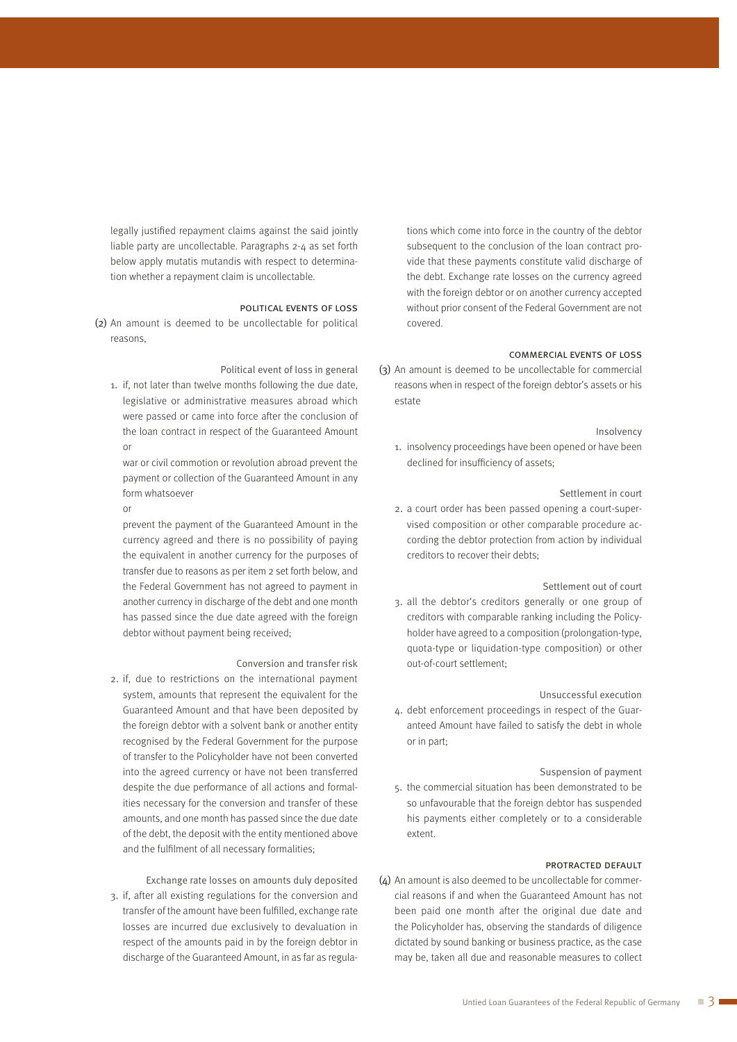legally justified repayment claims against the said jointly liable party are uncollectable. Paragraphs 2-4 as set forth below apply mutatis mutandis with respect to determination whether a repayment claim is uncollectable.

#### POLITICAL EVENTS OF LOSS

(2) An amount is deemed to be uncollectable for political reasons,

*Political event of loss in general*

1. if, not later than twelve months following the due date, legislative or administrative measures abroad which were passed or came into force after the conclusion of the loan contract in respect of the Guaranteed Amount

   or

   war or civil commotion or revolution abroad prevent the payment or collection of the Guaranteed Amount in any form whatsoever

   or

   prevent the payment of the Guaranteed Amount in the currency agreed and there is no possibility of paying the equivalent in another currency for the purposes of transfer due to reasons as per item 2 set forth below, and the Federal Government has not agreed to payment in another currency in discharge of the debt and one month has passed since the due date agreed with the foreign debtor without payment being received;

*Conversion and transfer risk*

2. if, due to restrictions on the international payment system, amounts that represent the equivalent for the Guaranteed Amount and that have been deposited by the foreign debtor with a solvent bank or another entity recognised by the Federal Government for the purpose of transfer to the Policyholder have not been converted into the agreed currency or have not been transferred despite the due performance of all actions and formalities necessary for the conversion and transfer of these amounts, and one month has passed since the due date of the debt, the deposit with the entity mentioned above and the fulfilment of all necessary formalities;

*Exchange rate losses on amounts duly deposited*

3. if, after all existing regulations for the conversion and transfer of the amount have been fulfilled, exchange rate losses are incurred due exclusively to devaluation in respect of the amounts paid in by the foreign debtor in discharge of the Guaranteed Amount, in as far as regulations which come into force in the country of the debtor subsequent to the conclusion of the loan contract provide that these payments constitute valid discharge of the debt. Exchange rate losses on the currency agreed with the foreign debtor or on another currency accepted without prior consent of the Federal Government are not covered.

#### COMMERCIAL EVENTS OF LOSS

(3) An amount is deemed to be uncollectable for commercial reasons when in respect of the foreign debtor's assets or his estate

*Insolvency*

1. insolvency proceedings have been opened or have been declined for insufficiency of assets;

*Settlement in court*

2. a court order has been passed opening a court-supervised composition or other comparable procedure according the debtor protection from action by individual creditors to recover their debts;

*Settlement out of court*

3. all the debtor's creditors generally or one group of creditors with comparable ranking including the Policyholder have agreed to a composition (prolongation-type, quota-type or liquidation-type composition) or other out-of-court settlement;

*Unsuccessful execution*

4. debt enforcement proceedings in respect of the Guaranteed Amount have failed to satisfy the debt in whole or in part;

*Suspension of payment*

5. the commercial situation has been demonstrated to be so unfavourable that the foreign debtor has suspended his payments either completely or to a considerable extent.

#### PROTRACTED DEFAULT

(4) An amount is also deemed to be uncollectable for commercial reasons if and when the Guaranteed Amount has not been paid one month after the original due date and the Policyholder has, observing the standards of diligence dictated by sound banking or business practice, as the case may be, taken all due and reasonable measures to collect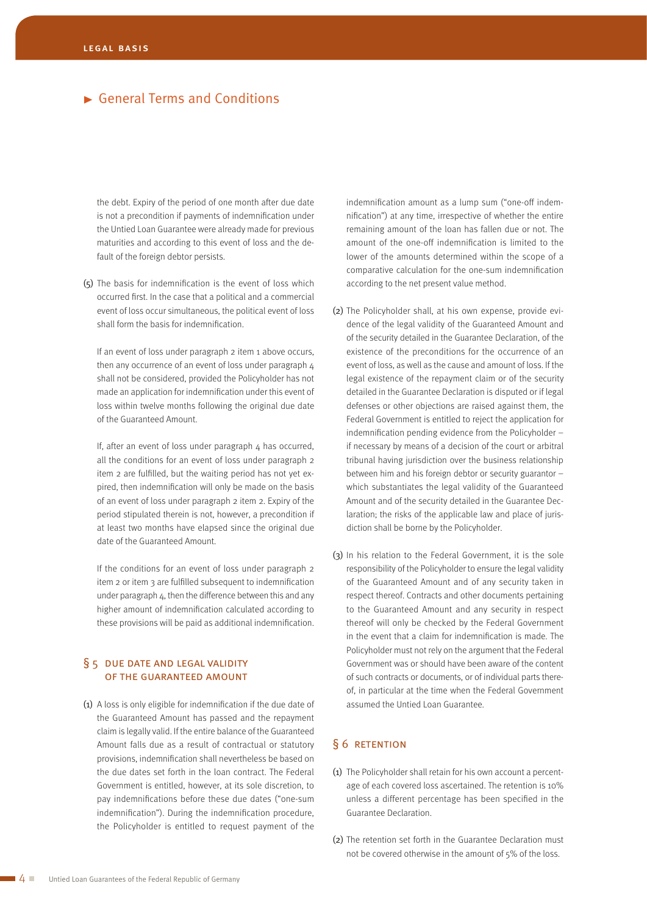the debt. Expiry of the period of one month after due date is not a precondition if payments of indemnification under the Untied Loan Guarantee were already made for previous maturities and according to this event of loss and the default of the foreign debtor persists.

(5) The basis for indemnification is the event of loss which occurred first. In the case that a political and a commercial event of loss occur simultaneous, the political event of loss shall form the basis for indemnification.

If an event of loss under paragraph 2 item 1 above occurs, then any occurrence of an event of loss under paragraph 4 shall not be considered, provided the Policyholder has not made an application for indemnification under this event of loss within twelve months following the original due date of the Guaranteed Amount.

If, after an event of loss under paragraph 4 has occurred, all the conditions for an event of loss under paragraph 2 item 2 are fulfilled, but the waiting period has not yet expired, then indemnification will only be made on the basis of an event of loss under paragraph 2 item 2. Expiry of the period stipulated therein is not, however, a precondition if at least two months have elapsed since the original due date of the Guaranteed Amount.

If the conditions for an event of loss under paragraph 2 item 2 or item 3 are fulfilled subsequent to indemnification under paragraph 4, then the difference between this and any higher amount of indemnification calculated according to these provisions will be paid as additional indemnification.

## § 5 DUE DATE AND LEGAL VALIDITY OF THE GUARANTEED AMOUNT

(1) A loss is only eligible for indemnification if the due date of the Guaranteed Amount has passed and the repayment claim is legally valid. If the entire balance of the Guaranteed Amount falls due as a result of contractual or statutory provisions, indemnification shall nevertheless be based on the due dates set forth in the loan contract. The Federal Government is entitled, however, at its sole discretion, to pay indemnifications before these due dates ("one-sum indemnification"). During the indemnification procedure, the Policyholder is entitled to request payment of the indemnification amount as a lump sum ("one-off indemnification") at any time, irrespective of whether the entire remaining amount of the loan has fallen due or not. The amount of the one-off indemnification is limited to the lower of the amounts determined within the scope of a comparative calculation for the one-sum indemnification according to the net present value method.

(2) The Policyholder shall, at his own expense, provide evidence of the legal validity of the Guaranteed Amount and of the security detailed in the Guarantee Declaration, of the existence of the preconditions for the occurrence of an event of loss, as well as the cause and amount of loss. If the legal existence of the repayment claim or of the security detailed in the Guarantee Declaration is disputed or if legal defenses or other objections are raised against them, the Federal Government is entitled to reject the application for indemnification pending evidence from the Policyholder – if necessary by means of a decision of the court or arbitral tribunal having jurisdiction over the business relationship between him and his foreign debtor or security guarantor – which substantiates the legal validity of the Guaranteed Amount and of the security detailed in the Guarantee Declaration; the risks of the applicable law and place of jurisdiction shall be borne by the Policyholder.

(3) In his relation to the Federal Government, it is the sole responsibility of the Policyholder to ensure the legal validity of the Guaranteed Amount and of any security taken in respect thereof. Contracts and other documents pertaining to the Guaranteed Amount and any security in respect thereof will only be checked by the Federal Government in the event that a claim for indemnification is made. The Policyholder must not rely on the argument that the Federal Government was or should have been aware of the content of such contracts or documents, or of individual parts thereof, in particular at the time when the Federal Government assumed the Untied Loan Guarantee.

## § 6 RETENTION

(1) The Policyholder shall retain for his own account a percentage of each covered loss ascertained. The retention is 10% unless a different percentage has been specified in the Guarantee Declaration.

(2) The retention set forth in the Guarantee Declaration must not be covered otherwise in the amount of 5% of the loss.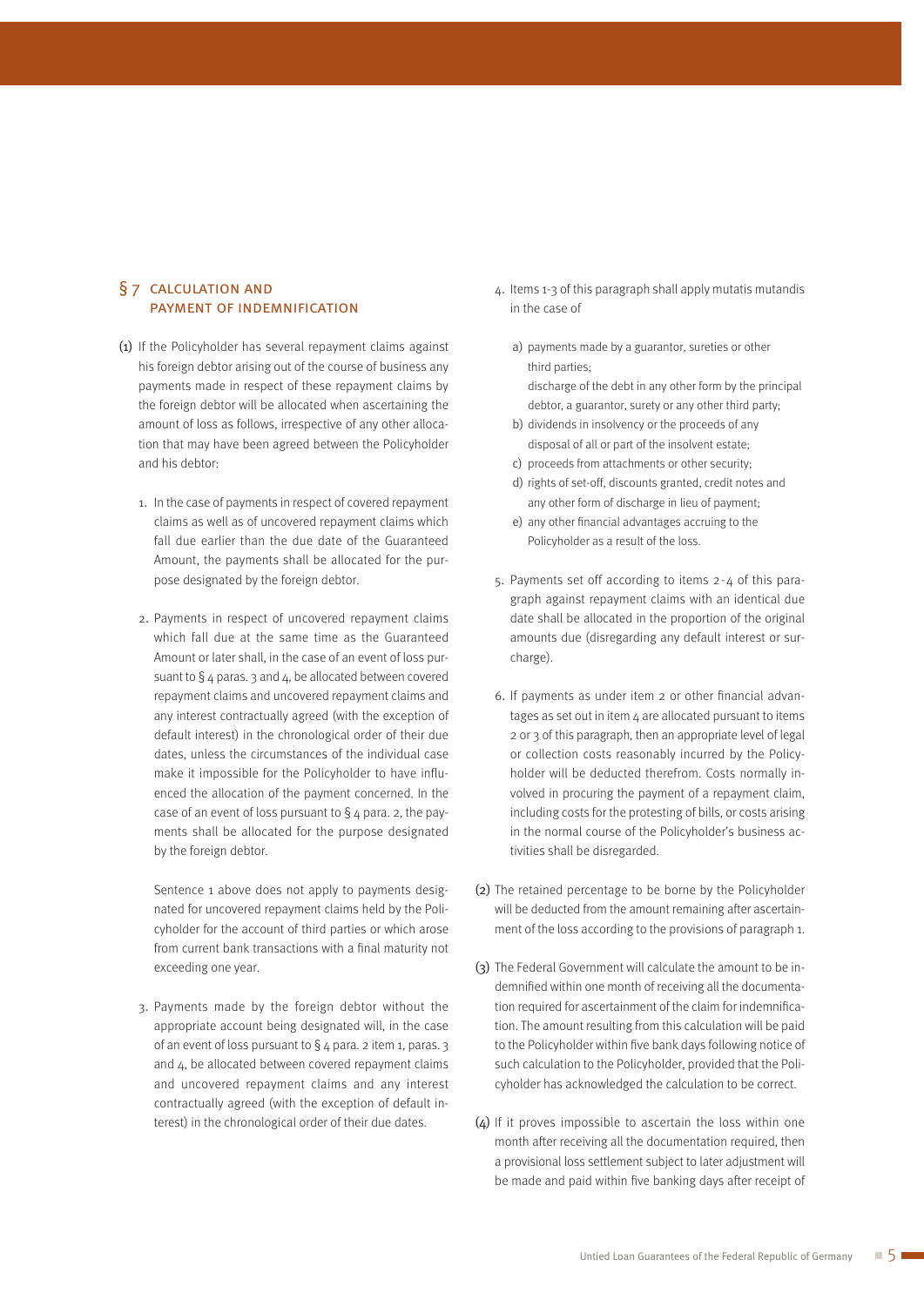## § 7 CALCULATION AND PAYMENT OF INDEMNIFICATION

(1) If the Policyholder has several repayment claims against his foreign debtor arising out of the course of business any payments made in respect of these repayment claims by the foreign debtor will be allocated when ascertaining the amount of loss as follows, irrespective of any other allocation that may have been agreed between the Policyholder and his debtor:

1. In the case of payments in respect of covered repayment claims as well as of uncovered repayment claims which fall due earlier than the due date of the Guaranteed Amount, the payments shall be allocated for the purpose designated by the foreign debtor.

2. Payments in respect of uncovered repayment claims which fall due at the same time as the Guaranteed Amount or later shall, in the case of an event of loss pursuant to § 4 paras. 3 and 4, be allocated between covered repayment claims and uncovered repayment claims and any interest contractually agreed (with the exception of default interest) in the chronological order of their due dates, unless the circumstances of the individual case make it impossible for the Policyholder to have influenced the allocation of the payment concerned. In the case of an event of loss pursuant to § 4 para. 2, the payments shall be allocated for the purpose designated by the foreign debtor.

   Sentence 1 above does not apply to payments designated for uncovered repayment claims held by the Policyholder for the account of third parties or which arose from current bank transactions with a final maturity not exceeding one year.

3. Payments made by the foreign debtor without the appropriate account being designated will, in the case of an event of loss pursuant to § 4 para. 2 item 1, paras. 3 and 4, be allocated between covered repayment claims and uncovered repayment claims and any interest contractually agreed (with the exception of default interest) in the chronological order of their due dates.

4. Items 1-3 of this paragraph shall apply mutatis mutandis in the case of

   a) payments made by a guarantor, sureties or other third parties;
      discharge of the debt in any other form by the principal debtor, a guarantor, surety or any other third party;
   b) dividends in insolvency or the proceeds of any disposal of all or part of the insolvent estate;
   c) proceeds from attachments or other security;
   d) rights of set-off, discounts granted, credit notes and any other form of discharge in lieu of payment;
   e) any other financial advantages accruing to the Policyholder as a result of the loss.

5. Payments set off according to items 2-4 of this paragraph against repayment claims with an identical due date shall be allocated in the proportion of the original amounts due (disregarding any default interest or surcharge).

6. If payments as under item 2 or other financial advantages as set out in item 4 are allocated pursuant to items 2 or 3 of this paragraph, then an appropriate level of legal or collection costs reasonably incurred by the Policyholder will be deducted therefrom. Costs normally involved in procuring the payment of a repayment claim, including costs for the protesting of bills, or costs arising in the normal course of the Policyholder's business activities shall be disregarded.

(2) The retained percentage to be borne by the Policyholder will be deducted from the amount remaining after ascertainment of the loss according to the provisions of paragraph 1.

(3) The Federal Government will calculate the amount to be indemnified within one month of receiving all the documentation required for ascertainment of the claim for indemnification. The amount resulting from this calculation will be paid to the Policyholder within five bank days following notice of such calculation to the Policyholder, provided that the Policyholder has acknowledged the calculation to be correct.

(4) If it proves impossible to ascertain the loss within one month after receiving all the documentation required, then a provisional loss settlement subject to later adjustment will be made and paid within five banking days after receipt of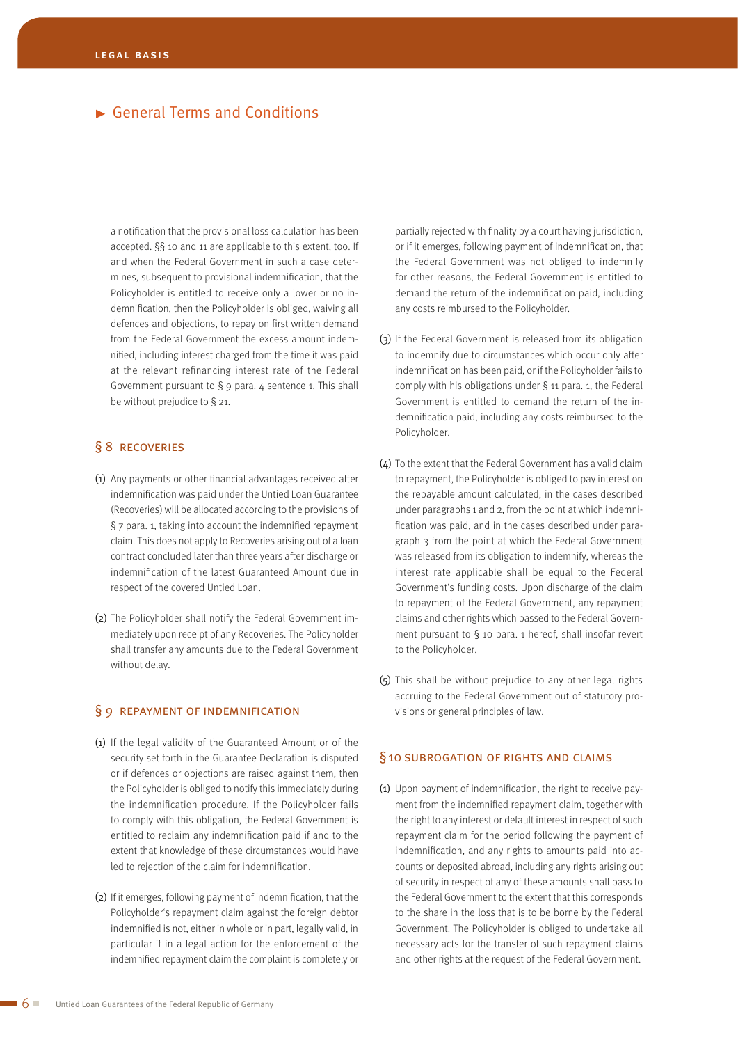a notification that the provisional loss calculation has been accepted. §§ 10 and 11 are applicable to this extent, too. If and when the Federal Government in such a case determines, subsequent to provisional indemnification, that the Policyholder is entitled to receive only a lower or no indemnification, then the Policyholder is obliged, waiving all defences and objections, to repay on first written demand from the Federal Government the excess amount indemnified, including interest charged from the time it was paid at the relevant refinancing interest rate of the Federal Government pursuant to § 9 para. 4 sentence 1. This shall be without prejudice to § 21.

## § 8 RECOVERIES

(1) Any payments or other financial advantages received after indemnification was paid under the Untied Loan Guarantee (Recoveries) will be allocated according to the provisions of § 7 para. 1, taking into account the indemnified repayment claim. This does not apply to Recoveries arising out of a loan contract concluded later than three years after discharge or indemnification of the latest Guaranteed Amount due in respect of the covered Untied Loan.

(2) The Policyholder shall notify the Federal Government immediately upon receipt of any Recoveries. The Policyholder shall transfer any amounts due to the Federal Government without delay.

## § 9 REPAYMENT OF INDEMNIFICATION

(1) If the legal validity of the Guaranteed Amount or of the security set forth in the Guarantee Declaration is disputed or if defences or objections are raised against them, then the Policyholder is obliged to notify this immediately during the indemnification procedure. If the Policyholder fails to comply with this obligation, the Federal Government is entitled to reclaim any indemnification paid if and to the extent that knowledge of these circumstances would have led to rejection of the claim for indemnification.

(2) If it emerges, following payment of indemnification, that the Policyholder's repayment claim against the foreign debtor indemnified is not, either in whole or in part, legally valid, in particular if in a legal action for the enforcement of the indemnified repayment claim the complaint is completely or partially rejected with finality by a court having jurisdiction, or if it emerges, following payment of indemnification, that the Federal Government was not obliged to indemnify for other reasons, the Federal Government is entitled to demand the return of the indemnification paid, including any costs reimbursed to the Policyholder.

(3) If the Federal Government is released from its obligation to indemnify due to circumstances which occur only after indemnification has been paid, or if the Policyholder fails to comply with his obligations under § 11 para. 1, the Federal Government is entitled to demand the return of the indemnification paid, including any costs reimbursed to the Policyholder.

(4) To the extent that the Federal Government has a valid claim to repayment, the Policyholder is obliged to pay interest on the repayable amount calculated, in the cases described under paragraphs 1 and 2, from the point at which indemnification was paid, and in the cases described under paragraph 3 from the point at which the Federal Government was released from its obligation to indemnify, whereas the interest rate applicable shall be equal to the Federal Government's funding costs. Upon discharge of the claim to repayment of the Federal Government, any repayment claims and other rights which passed to the Federal Government pursuant to § 10 para. 1 hereof, shall insofar revert to the Policyholder.

(5) This shall be without prejudice to any other legal rights accruing to the Federal Government out of statutory provisions or general principles of law.

## § 10 SUBROGATION OF RIGHTS AND CLAIMS

(1) Upon payment of indemnification, the right to receive payment from the indemnified repayment claim, together with the right to any interest or default interest in respect of such repayment claim for the period following the payment of indemnification, and any rights to amounts paid into accounts or deposited abroad, including any rights arising out of security in respect of any of these amounts shall pass to the Federal Government to the extent that this corresponds to the share in the loss that is to be borne by the Federal Government. The Policyholder is obliged to undertake all necessary acts for the transfer of such repayment claims and other rights at the request of the Federal Government.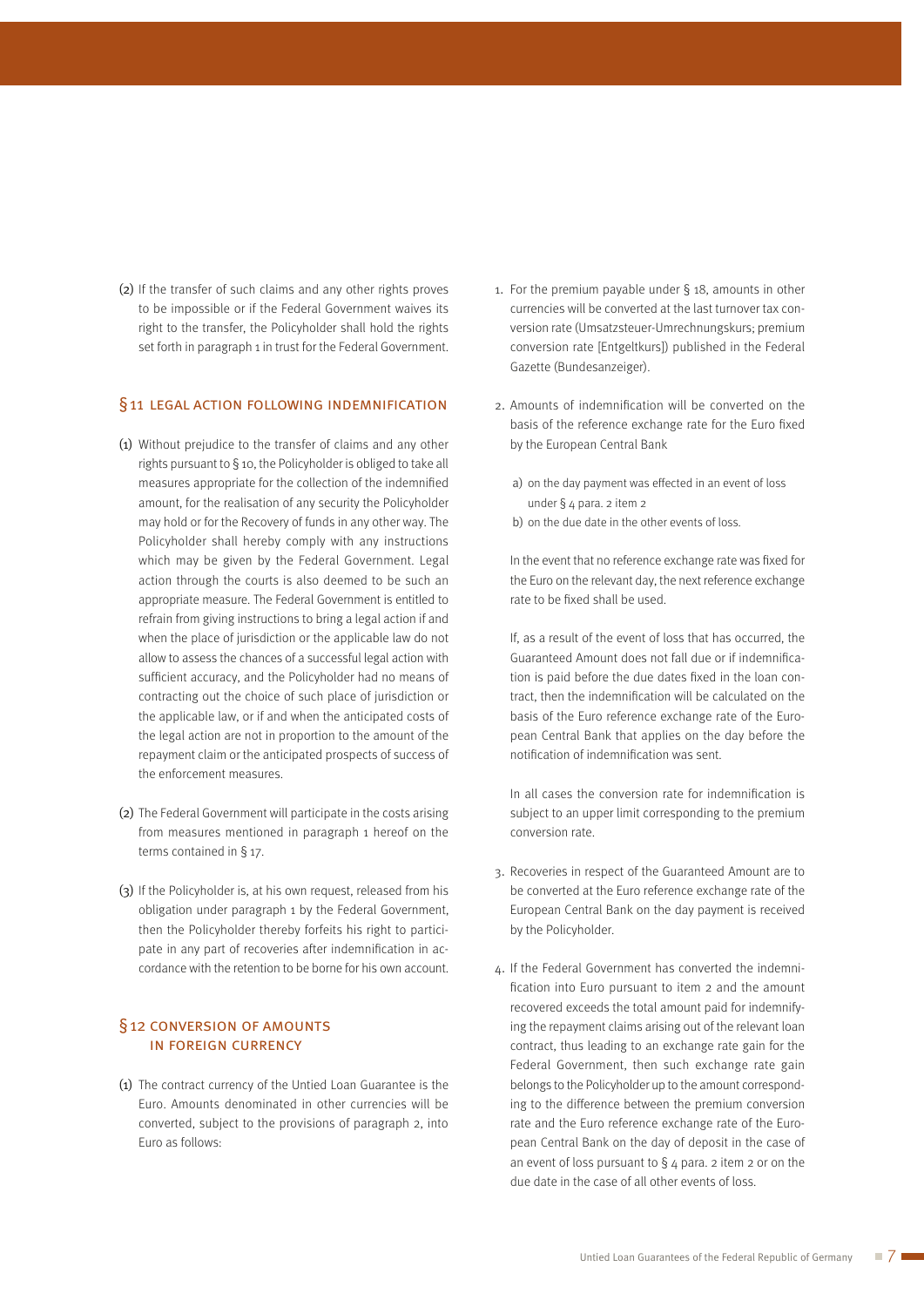(2) If the transfer of such claims and any other rights proves to be impossible or if the Federal Government waives its right to the transfer, the Policyholder shall hold the rights set forth in paragraph 1 in trust for the Federal Government.

## § 11 LEGAL ACTION FOLLOWING INDEMNIFICATION

(1) Without prejudice to the transfer of claims and any other rights pursuant to § 10, the Policyholder is obliged to take all measures appropriate for the collection of the indemnified amount, for the realisation of any security the Policyholder may hold or for the Recovery of funds in any other way. The Policyholder shall hereby comply with any instructions which may be given by the Federal Government. Legal action through the courts is also deemed to be such an appropriate measure. The Federal Government is entitled to refrain from giving instructions to bring a legal action if and when the place of jurisdiction or the applicable law do not allow to assess the chances of a successful legal action with sufficient accuracy, and the Policyholder had no means of contracting out the choice of such place of jurisdiction or the applicable law, or if and when the anticipated costs of the legal action are not in proportion to the amount of the repayment claim or the anticipated prospects of success of the enforcement measures.

(2) The Federal Government will participate in the costs arising from measures mentioned in paragraph 1 hereof on the terms contained in § 17.

(3) If the Policyholder is, at his own request, released from his obligation under paragraph 1 by the Federal Government, then the Policyholder thereby forfeits his right to participate in any part of recoveries after indemnification in accordance with the retention to be borne for his own account.

## § 12 CONVERSION OF AMOUNTS IN FOREIGN CURRENCY

(1) The contract currency of the Untied Loan Guarantee is the Euro. Amounts denominated in other currencies will be converted, subject to the provisions of paragraph 2, into Euro as follows:

1. For the premium payable under § 18, amounts in other currencies will be converted at the last turnover tax conversion rate (Umsatzsteuer-Umrechnungskurs; premium conversion rate [Entgeltkurs]) published in the Federal Gazette (Bundesanzeiger).

2. Amounts of indemnification will be converted on the basis of the reference exchange rate for the Euro fixed by the European Central Bank

   a) on the day payment was effected in an event of loss under § 4 para. 2 item 2
   b) on the due date in the other events of loss.

   In the event that no reference exchange rate was fixed for the Euro on the relevant day, the next reference exchange rate to be fixed shall be used.

   If, as a result of the event of loss that has occurred, the Guaranteed Amount does not fall due or if indemnification is paid before the due dates fixed in the loan contract, then the indemnification will be calculated on the basis of the Euro reference exchange rate of the European Central Bank that applies on the day before the notification of indemnification was sent.

   In all cases the conversion rate for indemnification is subject to an upper limit corresponding to the premium conversion rate.

3. Recoveries in respect of the Guaranteed Amount are to be converted at the Euro reference exchange rate of the European Central Bank on the day payment is received by the Policyholder.

4. If the Federal Government has converted the indemnification into Euro pursuant to item 2 and the amount recovered exceeds the total amount paid for indemnifying the repayment claims arising out of the relevant loan contract, thus leading to an exchange rate gain for the Federal Government, then such exchange rate gain belongs to the Policyholder up to the amount corresponding to the difference between the premium conversion rate and the Euro reference exchange rate of the European Central Bank on the day of deposit in the case of an event of loss pursuant to § 4 para. 2 item 2 or on the due date in the case of all other events of loss.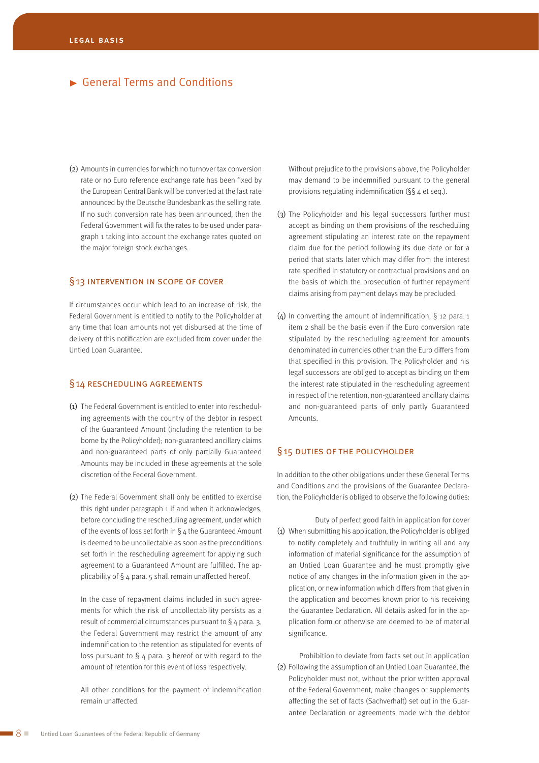## General Terms and Conditions

(2) Amounts in currencies for which no turnover tax conversion rate or no Euro reference exchange rate has been fixed by the European Central Bank will be converted at the last rate announced by the Deutsche Bundesbank as the selling rate. If no such conversion rate has been announced, then the Federal Government will fix the rates to be used under paragraph 1 taking into account the exchange rates quoted on the major foreign stock exchanges.

### § 13 INTERVENTION IN SCOPE OF COVER

If circumstances occur which lead to an increase of risk, the Federal Government is entitled to notify to the Policyholder at any time that loan amounts not yet disbursed at the time of delivery of this notification are excluded from cover under the Untied Loan Guarantee.

### § 14 RESCHEDULING AGREEMENTS

(1) The Federal Government is entitled to enter into rescheduling agreements with the country of the debtor in respect of the Guaranteed Amount (including the retention to be borne by the Policyholder); non-guaranteed ancillary claims and non-guaranteed parts of only partially Guaranteed Amounts may be included in these agreements at the sole discretion of the Federal Government.

(2) The Federal Government shall only be entitled to exercise this right under paragraph 1 if and when it acknowledges, before concluding the rescheduling agreement, under which of the events of loss set forth in § 4 the Guaranteed Amount is deemed to be uncollectable as soon as the preconditions set forth in the rescheduling agreement for applying such agreement to a Guaranteed Amount are fulfilled. The applicability of § 4 para. 5 shall remain unaffected hereof.

In the case of repayment claims included in such agreements for which the risk of uncollectability persists as a result of commercial circumstances pursuant to § 4 para. 3, the Federal Government may restrict the amount of any indemnification to the retention as stipulated for events of loss pursuant to § 4 para. 3 hereof or with regard to the amount of retention for this event of loss respectively.

All other conditions for the payment of indemnification remain unaffected.

Without prejudice to the provisions above, the Policyholder may demand to be indemnified pursuant to the general provisions regulating indemnification (§§ 4 et seq.).

(3) The Policyholder and his legal successors further must accept as binding on them provisions of the rescheduling agreement stipulating an interest rate on the repayment claim due for the period following its due date or for a period that starts later which may differ from the interest rate specified in statutory or contractual provisions and on the basis of which the prosecution of further repayment claims arising from payment delays may be precluded.

(4) In converting the amount of indemnification, § 12 para. 1 item 2 shall be the basis even if the Euro conversion rate stipulated by the rescheduling agreement for amounts denominated in currencies other than the Euro differs from that specified in this provision. The Policyholder and his legal successors are obliged to accept as binding on them the interest rate stipulated in the rescheduling agreement in respect of the retention, non-guaranteed ancillary claims and non-guaranteed parts of only partly Guaranteed Amounts.

### § 15 DUTIES OF THE POLICYHOLDER

In addition to the other obligations under these General Terms and Conditions and the provisions of the Guarantee Declaration, the Policyholder is obliged to observe the following duties:

Duty of perfect good faith in application for cover

(1) When submitting his application, the Policyholder is obliged to notify completely and truthfully in writing all and any information of material significance for the assumption of an Untied Loan Guarantee and he must promptly give notice of any changes in the information given in the application, or new information which differs from that given in the application and becomes known prior to his receiving the Guarantee Declaration. All details asked for in the application form or otherwise are deemed to be of material significance.

Prohibition to deviate from facts set out in application

(2) Following the assumption of an Untied Loan Guarantee, the Policyholder must not, without the prior written approval of the Federal Government, make changes or supplements affecting the set of facts (Sachverhalt) set out in the Guarantee Declaration or agreements made with the debtor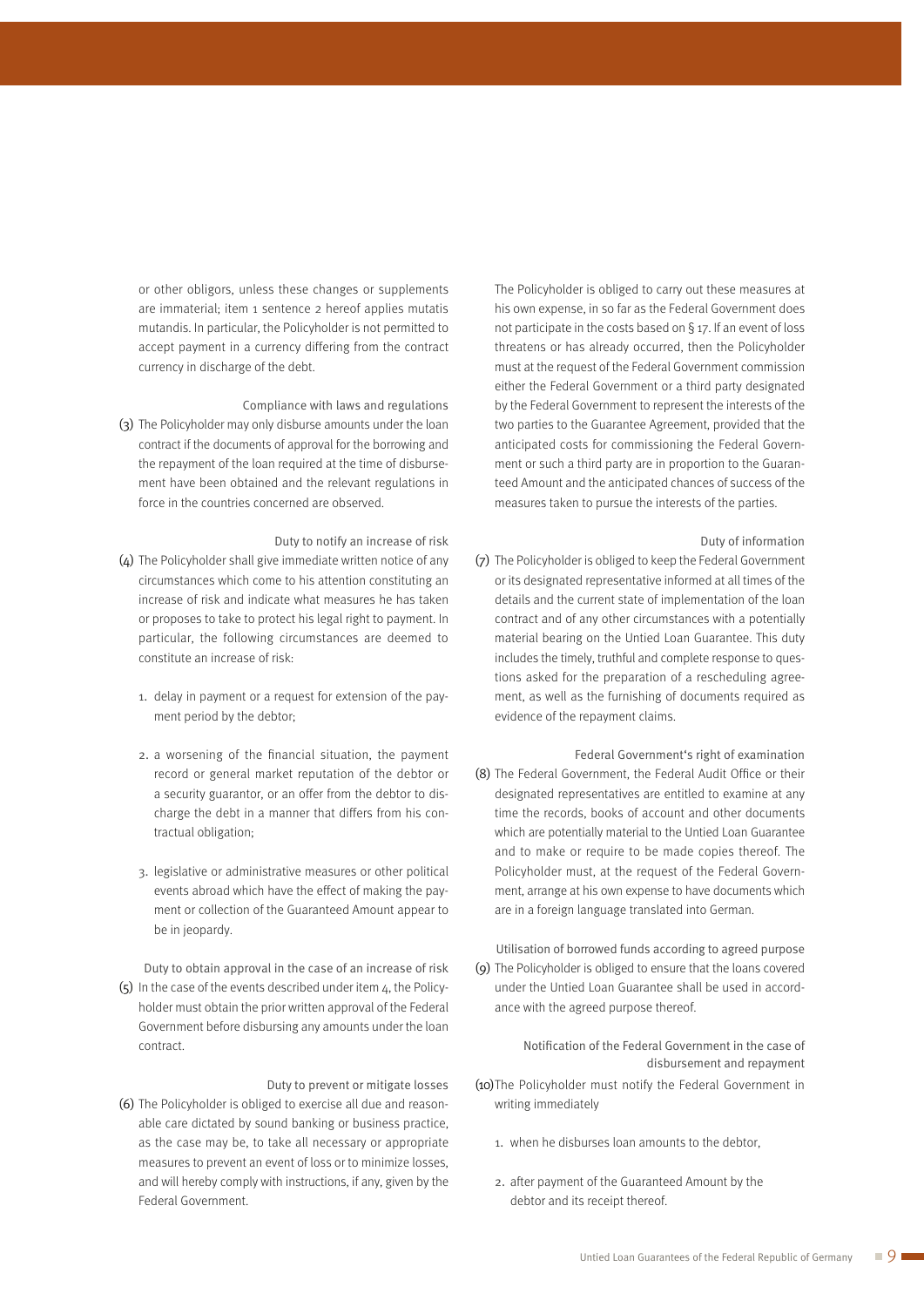or other obligors, unless these changes or supplements are immaterial; item 1 sentence 2 hereof applies mutatis mutandis. In particular, the Policyholder is not permitted to accept payment in a currency differing from the contract currency in discharge of the debt.

Compliance with laws and regulations

(3) The Policyholder may only disburse amounts under the loan contract if the documents of approval for the borrowing and the repayment of the loan required at the time of disbursement have been obtained and the relevant regulations in force in the countries concerned are observed.

Duty to notify an increase of risk

(4) The Policyholder shall give immediate written notice of any circumstances which come to his attention constituting an increase of risk and indicate what measures he has taken or proposes to take to protect his legal right to payment. In particular, the following circumstances are deemed to constitute an increase of risk:

1. delay in payment or a request for extension of the payment period by the debtor;

2. a worsening of the financial situation, the payment record or general market reputation of the debtor or a security guarantor, or an offer from the debtor to discharge the debt in a manner that differs from his contractual obligation;

3. legislative or administrative measures or other political events abroad which have the effect of making the payment or collection of the Guaranteed Amount appear to be in jeopardy.

Duty to obtain approval in the case of an increase of risk

(5) In the case of the events described under item 4, the Policyholder must obtain the prior written approval of the Federal Government before disbursing any amounts under the loan contract.

Duty to prevent or mitigate losses

(6) The Policyholder is obliged to exercise all due and reasonable care dictated by sound banking or business practice, as the case may be, to take all necessary or appropriate measures to prevent an event of loss or to minimize losses, and will hereby comply with instructions, if any, given by the Federal Government.

The Policyholder is obliged to carry out these measures at his own expense, in so far as the Federal Government does not participate in the costs based on § 17. If an event of loss threatens or has already occurred, then the Policyholder must at the request of the Federal Government commission either the Federal Government or a third party designated by the Federal Government to represent the interests of the two parties to the Guarantee Agreement, provided that the anticipated costs for commissioning the Federal Government or such a third party are in proportion to the Guaranteed Amount and the anticipated chances of success of the measures taken to pursue the interests of the parties.

Duty of information

(7) The Policyholder is obliged to keep the Federal Government or its designated representative informed at all times of the details and the current state of implementation of the loan contract and of any other circumstances with a potentially material bearing on the Untied Loan Guarantee. This duty includes the timely, truthful and complete response to questions asked for the preparation of a rescheduling agreement, as well as the furnishing of documents required as evidence of the repayment claims.

Federal Government's right of examination

(8) The Federal Government, the Federal Audit Office or their designated representatives are entitled to examine at any time the records, books of account and other documents which are potentially material to the Untied Loan Guarantee and to make or require to be made copies thereof. The Policyholder must, at the request of the Federal Government, arrange at his own expense to have documents which are in a foreign language translated into German.

Utilisation of borrowed funds according to agreed purpose

(9) The Policyholder is obliged to ensure that the loans covered under the Untied Loan Guarantee shall be used in accordance with the agreed purpose thereof.

Notification of the Federal Government in the case of disbursement and repayment

(10) The Policyholder must notify the Federal Government in writing immediately

1. when he disburses loan amounts to the debtor,

2. after payment of the Guaranteed Amount by the debtor and its receipt thereof.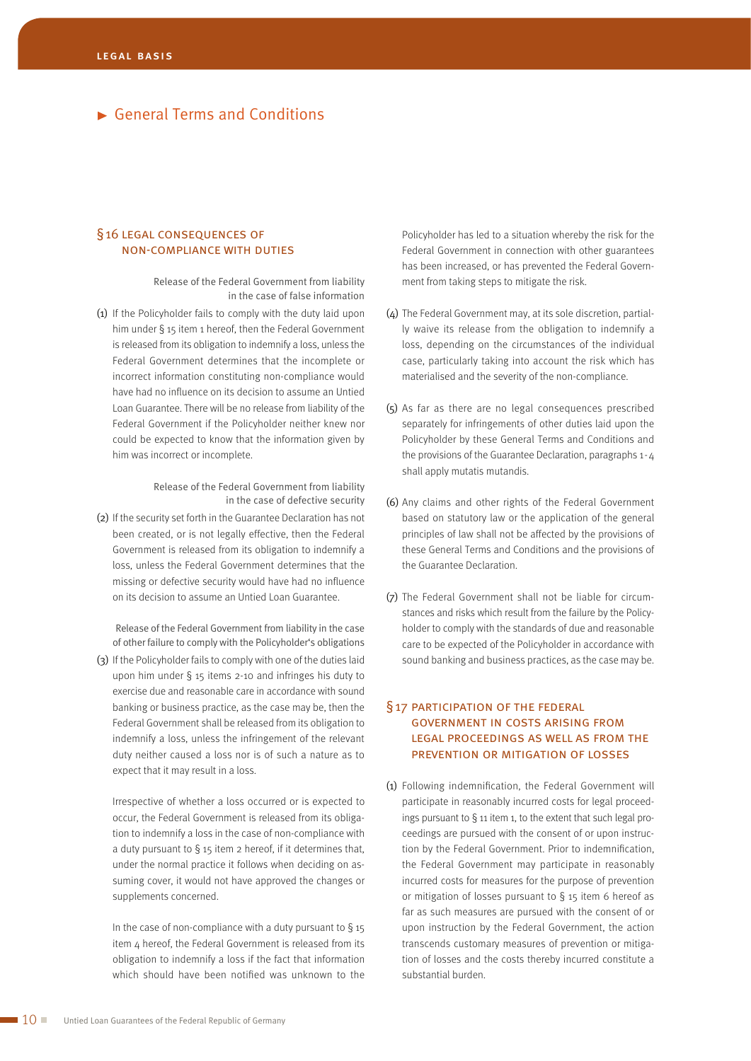## General Terms and Conditions

### § 16 LEGAL CONSEQUENCES OF NON-COMPLIANCE WITH DUTIES

*Release of the Federal Government from liability in the case of false information*

(1) If the Policyholder fails to comply with the duty laid upon him under § 15 item 1 hereof, then the Federal Government is released from its obligation to indemnify a loss, unless the Federal Government determines that the incomplete or incorrect information constituting non-compliance would have had no influence on its decision to assume an Untied Loan Guarantee. There will be no release from liability of the Federal Government if the Policyholder neither knew nor could be expected to know that the information given by him was incorrect or incomplete.

*Release of the Federal Government from liability in the case of defective security*

(2) If the security set forth in the Guarantee Declaration has not been created, or is not legally effective, then the Federal Government is released from its obligation to indemnify a loss, unless the Federal Government determines that the missing or defective security would have had no influence on its decision to assume an Untied Loan Guarantee.

*Release of the Federal Government from liability in the case of other failure to comply with the Policyholder's obligations*

(3) If the Policyholder fails to comply with one of the duties laid upon him under § 15 items 2-10 and infringes his duty to exercise due and reasonable care in accordance with sound banking or business practice, as the case may be, then the Federal Government shall be released from its obligation to indemnify a loss, unless the infringement of the relevant duty neither caused a loss nor is of such a nature as to expect that it may result in a loss.

Irrespective of whether a loss occurred or is expected to occur, the Federal Government is released from its obligation to indemnify a loss in the case of non-compliance with a duty pursuant to § 15 item 2 hereof, if it determines that, under the normal practice it follows when deciding on assuming cover, it would not have approved the changes or supplements concerned.

In the case of non-compliance with a duty pursuant to § 15 item 4 hereof, the Federal Government is released from its obligation to indemnify a loss if the fact that information which should have been notified was unknown to the Policyholder has led to a situation whereby the risk for the Federal Government in connection with other guarantees has been increased, or has prevented the Federal Government from taking steps to mitigate the risk.

(4) The Federal Government may, at its sole discretion, partially waive its release from the obligation to indemnify a loss, depending on the circumstances of the individual case, particularly taking into account the risk which has materialised and the severity of the non-compliance.

(5) As far as there are no legal consequences prescribed separately for infringements of other duties laid upon the Policyholder by these General Terms and Conditions and the provisions of the Guarantee Declaration, paragraphs 1-4 shall apply mutatis mutandis.

(6) Any claims and other rights of the Federal Government based on statutory law or the application of the general principles of law shall not be affected by the provisions of these General Terms and Conditions and the provisions of the Guarantee Declaration.

(7) The Federal Government shall not be liable for circumstances and risks which result from the failure by the Policyholder to comply with the standards of due and reasonable care to be expected of the Policyholder in accordance with sound banking and business practices, as the case may be.

### § 17 PARTICIPATION OF THE FEDERAL GOVERNMENT IN COSTS ARISING FROM LEGAL PROCEEDINGS AS WELL AS FROM THE PREVENTION OR MITIGATION OF LOSSES

(1) Following indemnification, the Federal Government will participate in reasonably incurred costs for legal proceedings pursuant to § 11 item 1, to the extent that such legal proceedings are pursued with the consent of or upon instruction by the Federal Government. Prior to indemnification, the Federal Government may participate in reasonably incurred costs for measures for the purpose of prevention or mitigation of losses pursuant to § 15 item 6 hereof as far as such measures are pursued with the consent of or upon instruction by the Federal Government, the action transcends customary measures of prevention or mitigation of losses and the costs thereby incurred constitute a substantial burden.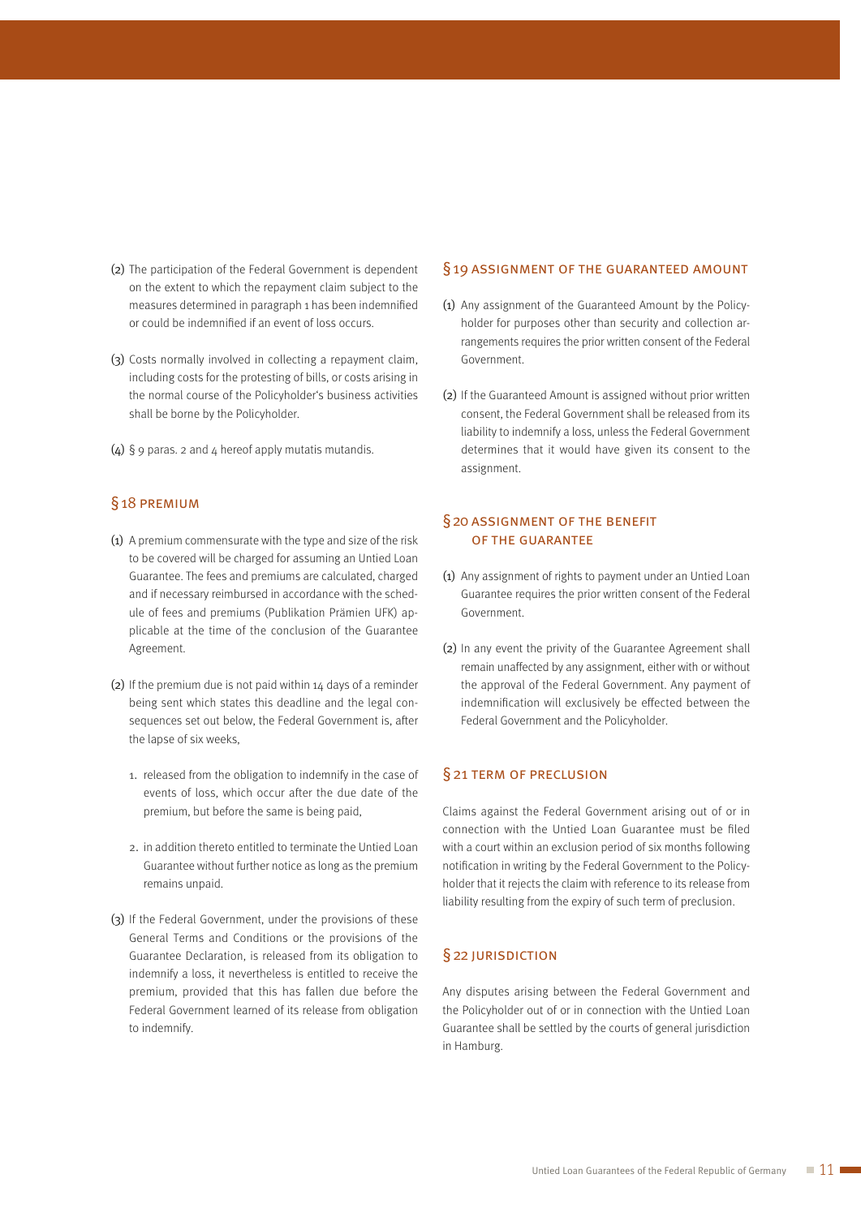(2) The participation of the Federal Government is dependent on the extent to which the repayment claim subject to the measures determined in paragraph 1 has been indemnified or could be indemnified if an event of loss occurs.

(3) Costs normally involved in collecting a repayment claim, including costs for the protesting of bills, or costs arising in the normal course of the Policyholder's business activities shall be borne by the Policyholder.

(4) § 9 paras. 2 and 4 hereof apply mutatis mutandis.

## § 18 PREMIUM

(1) A premium commensurate with the type and size of the risk to be covered will be charged for assuming an Untied Loan Guarantee. The fees and premiums are calculated, charged and if necessary reimbursed in accordance with the schedule of fees and premiums (Publikation Prämien UFK) applicable at the time of the conclusion of the Guarantee Agreement.

(2) If the premium due is not paid within 14 days of a reminder being sent which states this deadline and the legal consequences set out below, the Federal Government is, after the lapse of six weeks,

   1. released from the obligation to indemnify in the case of events of loss, which occur after the due date of the premium, but before the same is being paid,

   2. in addition thereto entitled to terminate the Untied Loan Guarantee without further notice as long as the premium remains unpaid.

(3) If the Federal Government, under the provisions of these General Terms and Conditions or the provisions of the Guarantee Declaration, is released from its obligation to indemnify a loss, it nevertheless is entitled to receive the premium, provided that this has fallen due before the Federal Government learned of its release from obligation to indemnify.

## § 19 ASSIGNMENT OF THE GUARANTEED AMOUNT

(1) Any assignment of the Guaranteed Amount by the Policyholder for purposes other than security and collection arrangements requires the prior written consent of the Federal Government.

(2) If the Guaranteed Amount is assigned without prior written consent, the Federal Government shall be released from its liability to indemnify a loss, unless the Federal Government determines that it would have given its consent to the assignment.

## § 20 ASSIGNMENT OF THE BENEFIT OF THE GUARANTEE

(1) Any assignment of rights to payment under an Untied Loan Guarantee requires the prior written consent of the Federal Government.

(2) In any event the privity of the Guarantee Agreement shall remain unaffected by any assignment, either with or without the approval of the Federal Government. Any payment of indemnification will exclusively be effected between the Federal Government and the Policyholder.

## § 21 TERM OF PRECLUSION

Claims against the Federal Government arising out of or in connection with the Untied Loan Guarantee must be filed with a court within an exclusion period of six months following notification in writing by the Federal Government to the Policyholder that it rejects the claim with reference to its release from liability resulting from the expiry of such term of preclusion.

## § 22 JURISDICTION

Any disputes arising between the Federal Government and the Policyholder out of or in connection with the Untied Loan Guarantee shall be settled by the courts of general jurisdiction in Hamburg.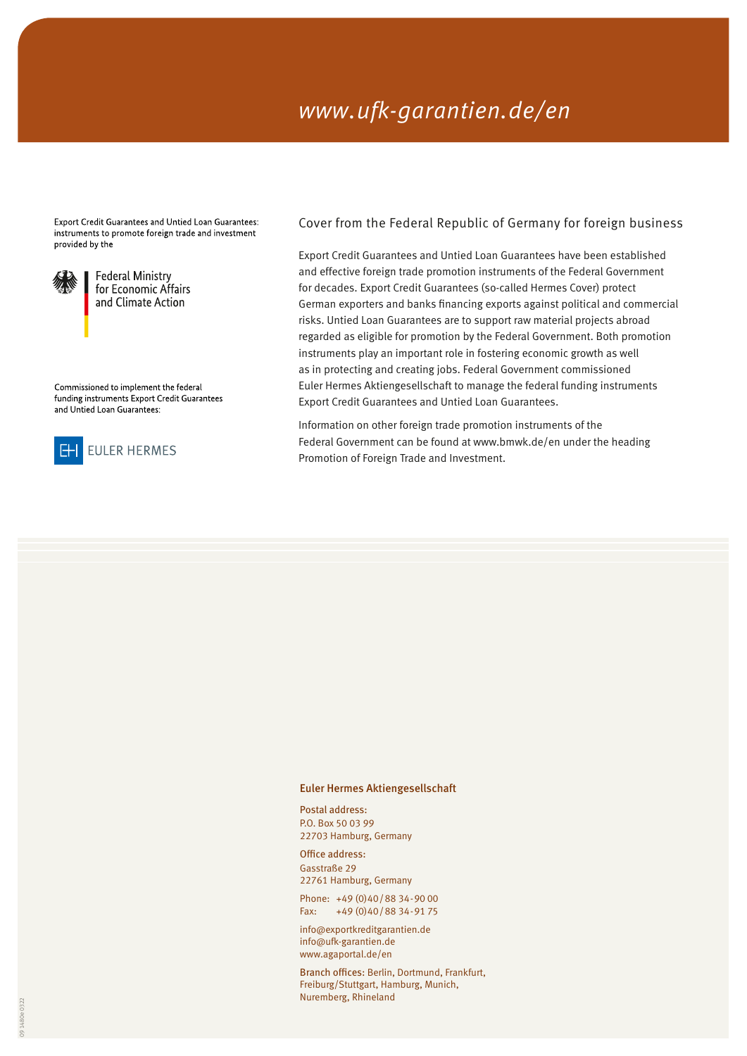*www.ufk-garantien.de/en*

Export Credit Guarantees and Untied Loan Guarantees: instruments to promote foreign trade and investment provided by the

Federal Ministry for Economic Affairs and Climate Action

Commissioned to implement the federal funding instruments Export Credit Guarantees and Untied Loan Guarantees:

EULER HERMES

## Cover from the Federal Republic of Germany for foreign business

Export Credit Guarantees and Untied Loan Guarantees have been established and effective foreign trade promotion instruments of the Federal Government for decades. Export Credit Guarantees (so-called Hermes Cover) protect German exporters and banks financing exports against political and commercial risks. Untied Loan Guarantees are to support raw material projects abroad regarded as eligible for promotion by the Federal Government. Both promotion instruments play an important role in fostering economic growth as well as in protecting and creating jobs. Federal Government commissioned Euler Hermes Aktiengesellschaft to manage the federal funding instruments Export Credit Guarantees and Untied Loan Guarantees.

Information on other foreign trade promotion instruments of the Federal Government can be found at www.bmwk.de/en under the heading Promotion of Foreign Trade and Investment.

**Euler Hermes Aktiengesellschaft**

Postal address:
P.O. Box 50 03 99
22703 Hamburg, Germany

Office address:
Gasstraße 29
22761 Hamburg, Germany

Phone: +49 (0)40 / 88 34-90 00
Fax: +49 (0)40 / 88 34-91 75

info@exportkreditgarantien.de
info@ufk-garantien.de
www.agaportal.de/en

Branch offices: Berlin, Dortmund, Frankfurt, Freiburg/Stuttgart, Hamburg, Munich, Nuremberg, Rhineland

09 1480e 0322